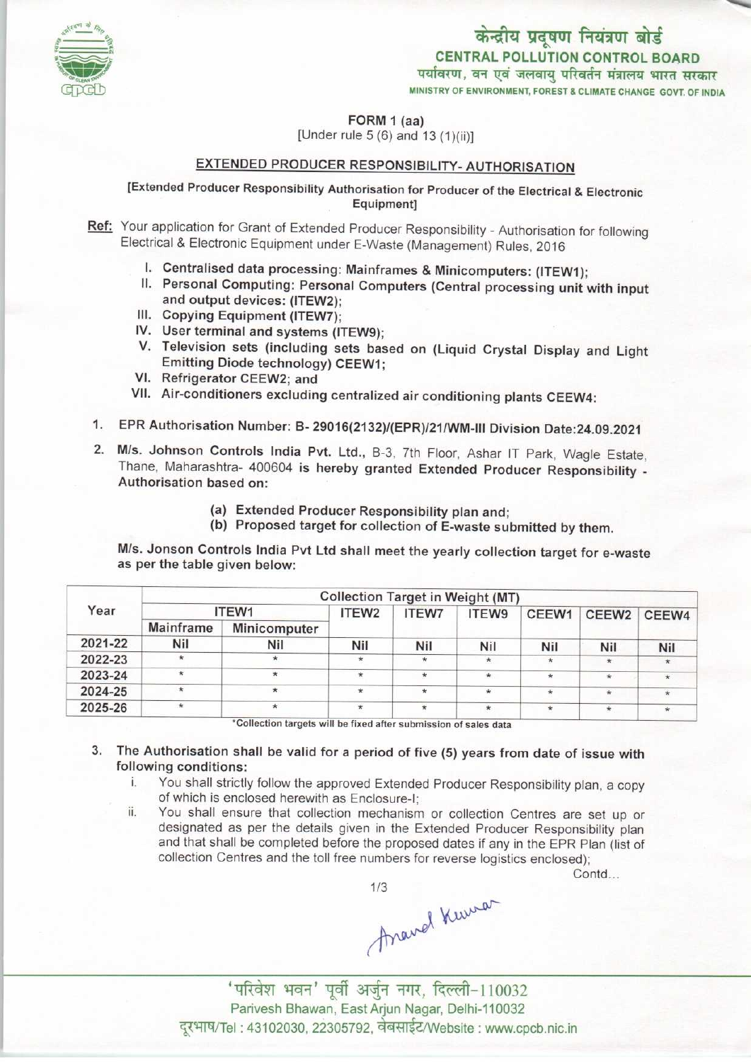केन्द्रीय प्रदूषण नियंत्रण बोर्ड
**CENTRAL POLLUTION CONTROL BOARD**
पर्यावरण, वन एवं जलवायु परिवर्तन मंत्रालय भारत सरकार
MINISTRY OF ENVIRONMENT, FOREST & CLIMATE CHANGE GOVT. OF INDIA

## FORM 1 (aa)
[Under rule 5 (6) and 13 (1)(ii)]

## EXTENDED PRODUCER RESPONSIBILITY- AUTHORISATION

**[Extended Producer Responsibility Authorisation for Producer of the Electrical & Electronic Equipment]**

**Ref:** Your application for Grant of Extended Producer Responsibility - Authorisation for following Electrical & Electronic Equipment under E-Waste (Management) Rules, 2016

I. **Centralised data processing: Mainframes & Minicomputers: (ITEW1);**
II. **Personal Computing: Personal Computers (Central processing unit with input and output devices: (ITEW2);**
III. **Copying Equipment (ITEW7);**
IV. **User terminal and systems (ITEW9);**
V. **Television sets (including sets based on (Liquid Crystal Display and Light Emitting Diode technology) CEEW1;**
VI. **Refrigerator CEEW2; and**
VII. **Air-conditioners excluding centralized air conditioning plants CEEW4:**

1. **EPR Authorisation Number: B- 29016(2132)/(EPR)/21/WM-III Division Date:24.09.2021**
2. **M/s. Johnson Controls India Pvt. Ltd.,** B-3, 7th Floor, Ashar IT Park, Wagle Estate, Thane, Maharashtra- 400604 **is hereby granted Extended Producer Responsibility - Authorisation based on:**

   **(a) Extended Producer Responsibility plan and;**
   **(b) Proposed target for collection of E-waste submitted by them.**

**M/s. Jonson Controls India Pvt Ltd shall meet the yearly collection target for e-waste as per the table given below:**

| Year | Collection Target in Weight (MT) | | | | | | | |
|---|---|---|---|---|---|---|---|---|
| | ITEW1 | | ITEW2 | ITEW7 | ITEW9 | CEEW1 | CEEW2 | CEEW4 |
| | Mainframe | Minicomputer | | | | | | |
| 2021-22 | Nil | Nil | Nil | Nil | Nil | Nil | Nil | Nil |
| 2022-23 | * | * | * | * | * | * | * | * |
| 2023-24 | * | * | * | * | * | * | * | * |
| 2024-25 | * | * | * | * | * | * | * | * |
| 2025-26 | * | * | * | * | * | * | * | * |

*Collection targets will be fixed after submission of sales data

3. **The Authorisation shall be valid for a period of five (5) years from date of issue with following conditions:**
   i. You shall strictly follow the approved Extended Producer Responsibility plan, a copy of which is enclosed herewith as Enclosure-I;
   ii. You shall ensure that collection mechanism or collection Centres are set up or designated as per the details given in the Extended Producer Responsibility plan and that shall be completed before the proposed dates if any in the EPR Plan (list of collection Centres and the toll free numbers for reverse logistics enclosed);

Contd...

Anand Kumar

'परिवेश भवन' पूर्वी अर्जुन नगर, दिल्ली-110032
Parivesh Bhawan, East Arjun Nagar, Delhi-110032
दूरभाष/Tel : 43102030, 22305792, वेबसाईट/Website : www.cpcb.nic.in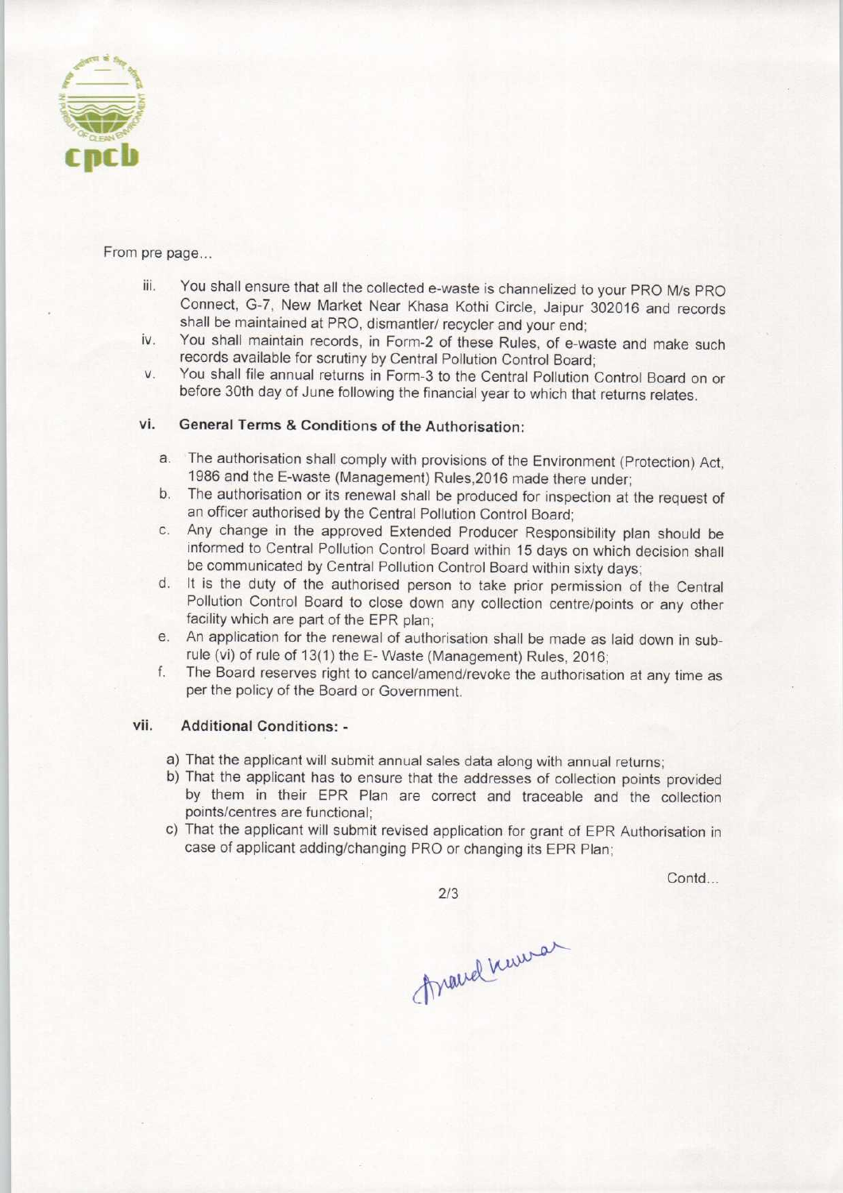From pre page...

iii. You shall ensure that all the collected e-waste is channelized to your PRO M/s PRO Connect, G-7, New Market Near Khasa Kothi Circle, Jaipur 302016 and records shall be maintained at PRO, dismantler/ recycler and your end;

iv. You shall maintain records, in Form-2 of these Rules, of e-waste and make such records available for scrutiny by Central Pollution Control Board;

v. You shall file annual returns in Form-3 to the Central Pollution Control Board on or before 30th day of June following the financial year to which that returns relates.

vi. **General Terms & Conditions of the Authorisation:**

a. The authorisation shall comply with provisions of the Environment (Protection) Act, 1986 and the E-waste (Management) Rules,2016 made there under;

b. The authorisation or its renewal shall be produced for inspection at the request of an officer authorised by the Central Pollution Control Board;

c. Any change in the approved Extended Producer Responsibility plan should be informed to Central Pollution Control Board within 15 days on which decision shall be communicated by Central Pollution Control Board within sixty days;

d. It is the duty of the authorised person to take prior permission of the Central Pollution Control Board to close down any collection centre/points or any other facility which are part of the EPR plan;

e. An application for the renewal of authorisation shall be made as laid down in sub-rule (vi) of rule of 13(1) the E- Waste (Management) Rules, 2016;

f. The Board reserves right to cancel/amend/revoke the authorisation at any time as per the policy of the Board or Government.

vii. **Additional Conditions: -**

a) That the applicant will submit annual sales data along with annual returns;

b) That the applicant has to ensure that the addresses of collection points provided by them in their EPR Plan are correct and traceable and the collection points/centres are functional;

c) That the applicant will submit revised application for grant of EPR Authorisation in case of applicant adding/changing PRO or changing its EPR Plan;

Contd...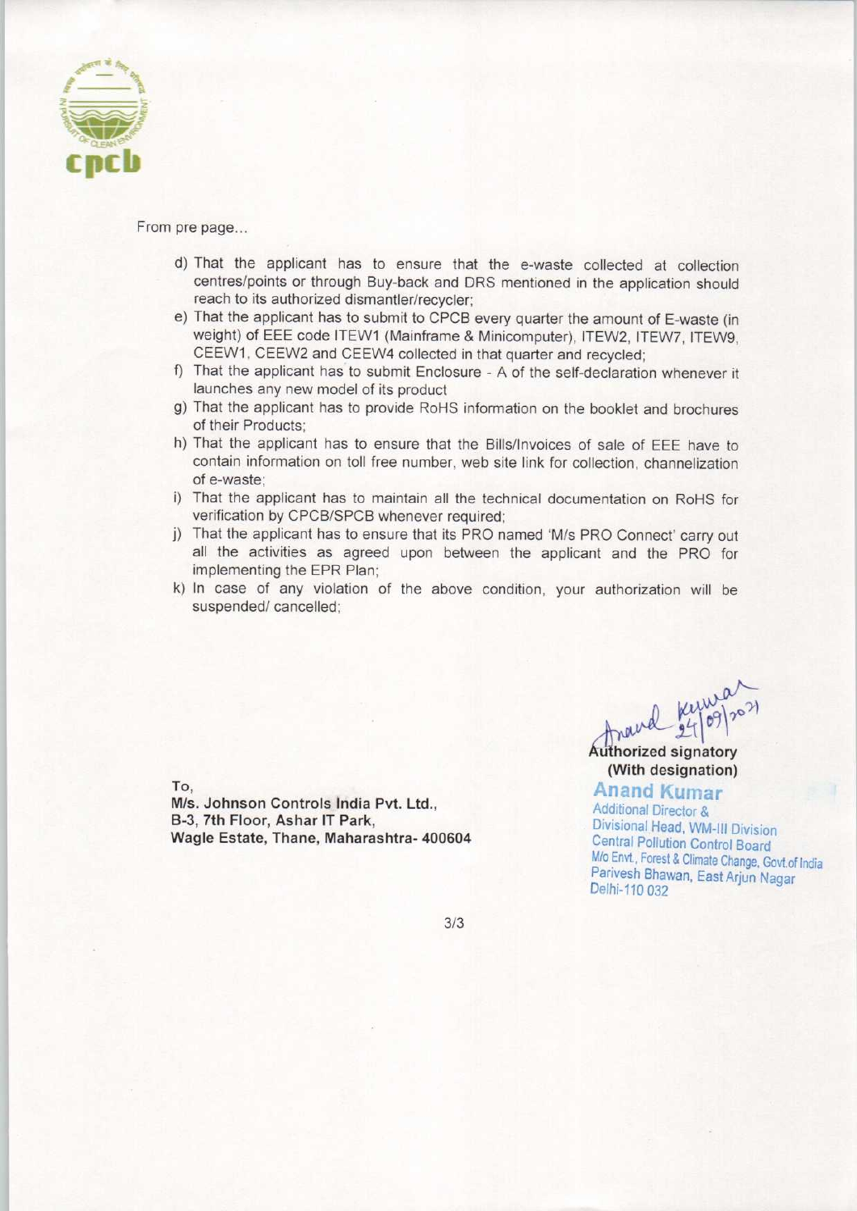From pre page...

d) That the applicant has to ensure that the e-waste collected at collection centres/points or through Buy-back and DRS mentioned in the application should reach to its authorized dismantler/recycler;
e) That the applicant has to submit to CPCB every quarter the amount of E-waste (in weight) of EEE code ITEW1 (Mainframe & Minicomputer), ITEW2, ITEW7, ITEW9, CEEW1, CEEW2 and CEEW4 collected in that quarter and recycled;
f) That the applicant has to submit Enclosure - A of the self-declaration whenever it launches any new model of its product
g) That the applicant has to provide RoHS information on the booklet and brochures of their Products;
h) That the applicant has to ensure that the Bills/Invoices of sale of EEE have to contain information on toll free number, web site link for collection, channelization of e-waste;
i) That the applicant has to maintain all the technical documentation on RoHS for verification by CPCB/SPCB whenever required;
j) That the applicant has to ensure that its PRO named 'M/s PRO Connect' carry out all the activities as agreed upon between the applicant and the PRO for implementing the EPR Plan;
k) In case of any violation of the above condition, your authorization will be suspended/ cancelled;

Anand Kumar 24/09/2021

**Authorized signatory**
**(With designation)**

**Anand Kumar**
Additional Director &
Divisional Head, WM-III Division
Central Pollution Control Board
M/o Envt., Forest & Climate Change, Govt. of India
Parivesh Bhawan, East Arjun Nagar
Delhi-110 032

To,
**M/s. Johnson Controls India Pvt. Ltd.,**
**B-3, 7th Floor, Ashar IT Park,**
**Wagle Estate, Thane, Maharashtra- 400604**